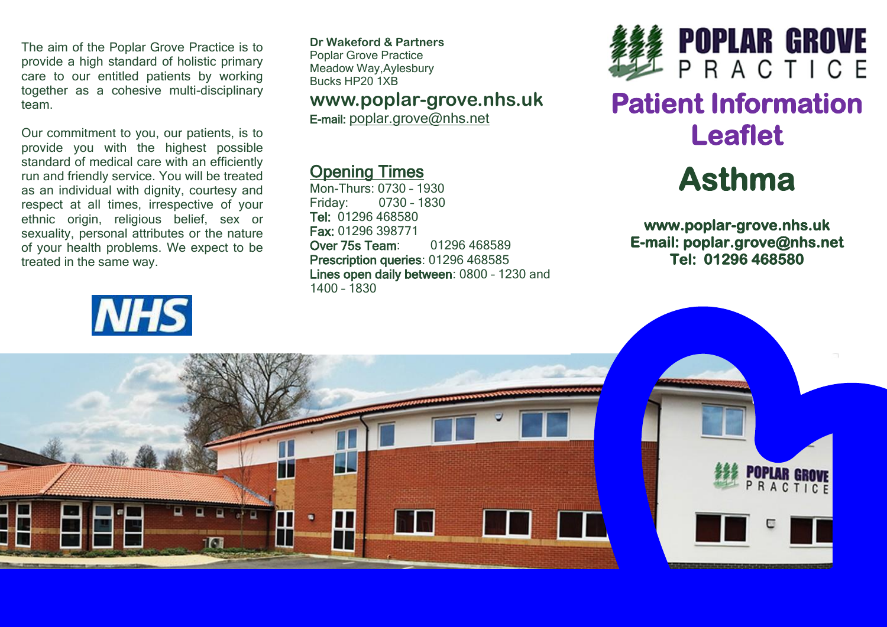The aim of the Poplar Grove Practice is to provide a high standard of holistic primary care to our entitled patients by working together as a cohesive multi-disciplinary team.

Our commitment to you, our patients, is to provide you with the highest possible standard of medical care with an efficiently run and friendly service. You will be treated as an individual with dignity, courtesy and respect at all times, irrespective of your ethnic origin, religious belief, sex or sexuality, personal attributes or the nature of your health problems. We expect to be treated in the same way.

NHS

**Dr Wakeford & Partners**
Poplar Grove Practice
Meadow Way,Aylesbury
Bucks HP20 1XB

**www.poplar-grove.nhs.uk**
**E-mail:** poplar.grove@nhs.net

## Opening Times

Mon-Thurs: 0730 – 1930
Friday: 0730 – 1830
**Tel:** 01296 468580
**Fax:** 01296 398771
**Over 75s Team**: 01296 468589
**Prescription queries**: 01296 468585
**Lines open daily between**: 0800 – 1230 and 1400 – 1830

**POPLAR GROVE PRACTICE**

# Patient Information Leaflet

# Asthma

**www.poplar-grove.nhs.uk**
**E-mail: poplar.grove@nhs.net**
**Tel: 01296 468580**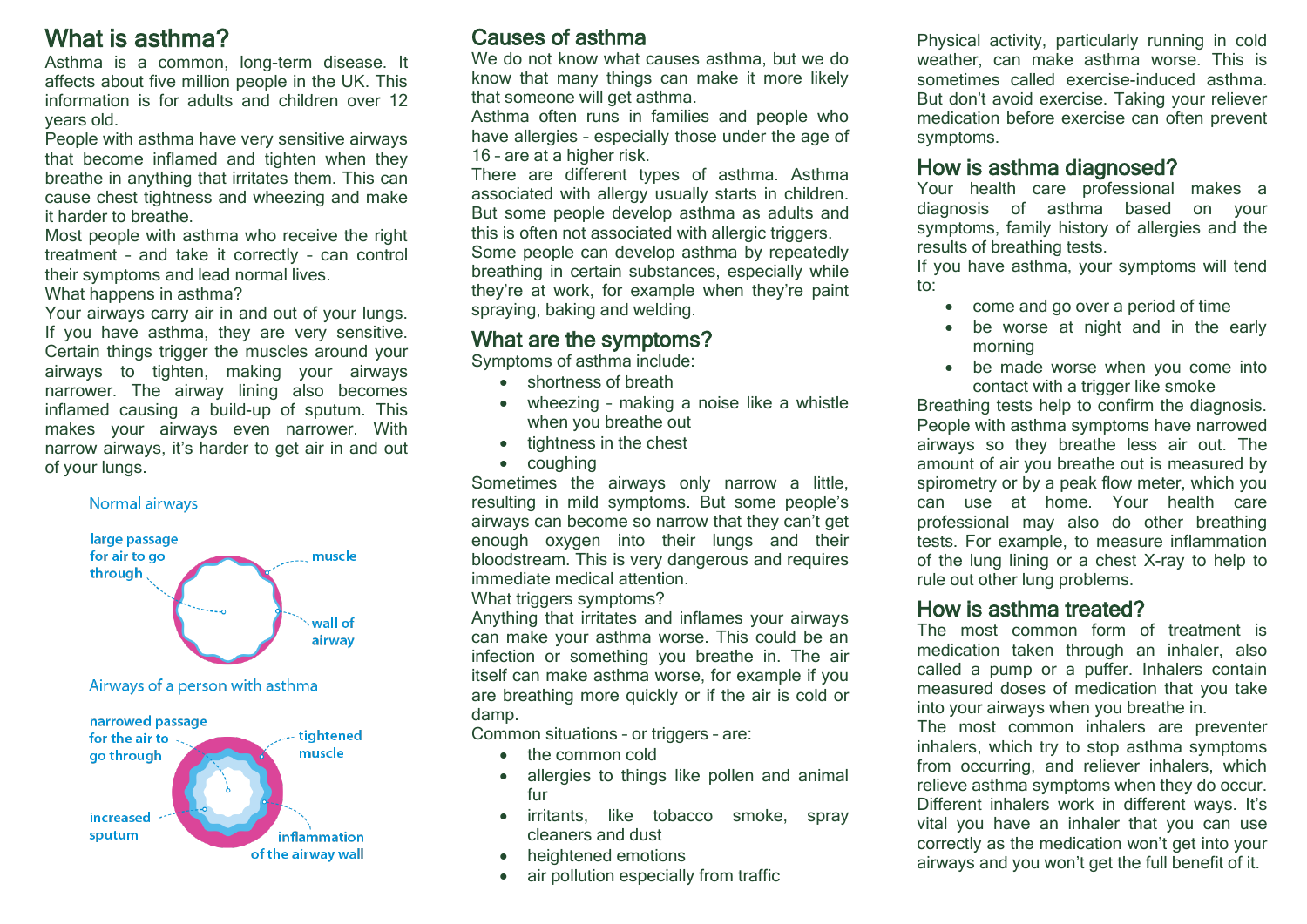## What is asthma?

Asthma is a common, long-term disease. It affects about five million people in the UK. This information is for adults and children over 12 years old.

People with asthma have very sensitive airways that become inflamed and tighten when they breathe in anything that irritates them. This can cause chest tightness and wheezing and make it harder to breathe.

Most people with asthma who receive the right treatment – and take it correctly – can control their symptoms and lead normal lives.

What happens in asthma?

Your airways carry air in and out of your lungs. If you have asthma, they are very sensitive. Certain things trigger the muscles around your airways to tighten, making your airways narrower. The airway lining also becomes inflamed causing a build-up of sputum. This makes your airways even narrower. With narrow airways, it's harder to get air in and out of your lungs.

Normal airways

large passage for air to go through

muscle

wall of airway

Airways of a person with asthma

narrowed passage for the air to go through

tightened muscle

increased sputum

inflammation of the airway wall

## Causes of asthma

We do not know what causes asthma, but we do know that many things can make it more likely that someone will get asthma.

Asthma often runs in families and people who have allergies – especially those under the age of 16 – are at a higher risk.

There are different types of asthma. Asthma associated with allergy usually starts in children. But some people develop asthma as adults and this is often not associated with allergic triggers.

Some people can develop asthma by repeatedly breathing in certain substances, especially while they're at work, for example when they're paint spraying, baking and welding.

## What are the symptoms?

Symptoms of asthma include:

- shortness of breath
- wheezing – making a noise like a whistle when you breathe out
- tightness in the chest
- coughing

Sometimes the airways only narrow a little, resulting in mild symptoms. But some people's airways can become so narrow that they can't get enough oxygen into their lungs and their bloodstream. This is very dangerous and requires immediate medical attention.

What triggers symptoms?

Anything that irritates and inflames your airways can make your asthma worse. This could be an infection or something you breathe in. The air itself can make asthma worse, for example if you are breathing more quickly or if the air is cold or damp.

Common situations – or triggers – are:

- the common cold
- allergies to things like pollen and animal fur
- irritants, like tobacco smoke, spray cleaners and dust
- heightened emotions
- air pollution especially from traffic

Physical activity, particularly running in cold weather, can make asthma worse. This is sometimes called exercise-induced asthma. But don't avoid exercise. Taking your reliever medication before exercise can often prevent symptoms.

## How is asthma diagnosed?

Your health care professional makes a diagnosis of asthma based on your symptoms, family history of allergies and the results of breathing tests.

If you have asthma, your symptoms will tend to:

- come and go over a period of time
- be worse at night and in the early morning
- be made worse when you come into contact with a trigger like smoke

Breathing tests help to confirm the diagnosis. People with asthma symptoms have narrowed airways so they breathe less air out. The amount of air you breathe out is measured by spirometry or by a peak flow meter, which you can use at home. Your health care professional may also do other breathing tests. For example, to measure inflammation of the lung lining or a chest X-ray to help to rule out other lung problems.

## How is asthma treated?

The most common form of treatment is medication taken through an inhaler, also called a pump or a puffer. Inhalers contain measured doses of medication that you take into your airways when you breathe in.

The most common inhalers are preventer inhalers, which try to stop asthma symptoms from occurring, and reliever inhalers, which relieve asthma symptoms when they do occur. Different inhalers work in different ways. It's vital you have an inhaler that you can use correctly as the medication won't get into your airways and you won't get the full benefit of it.